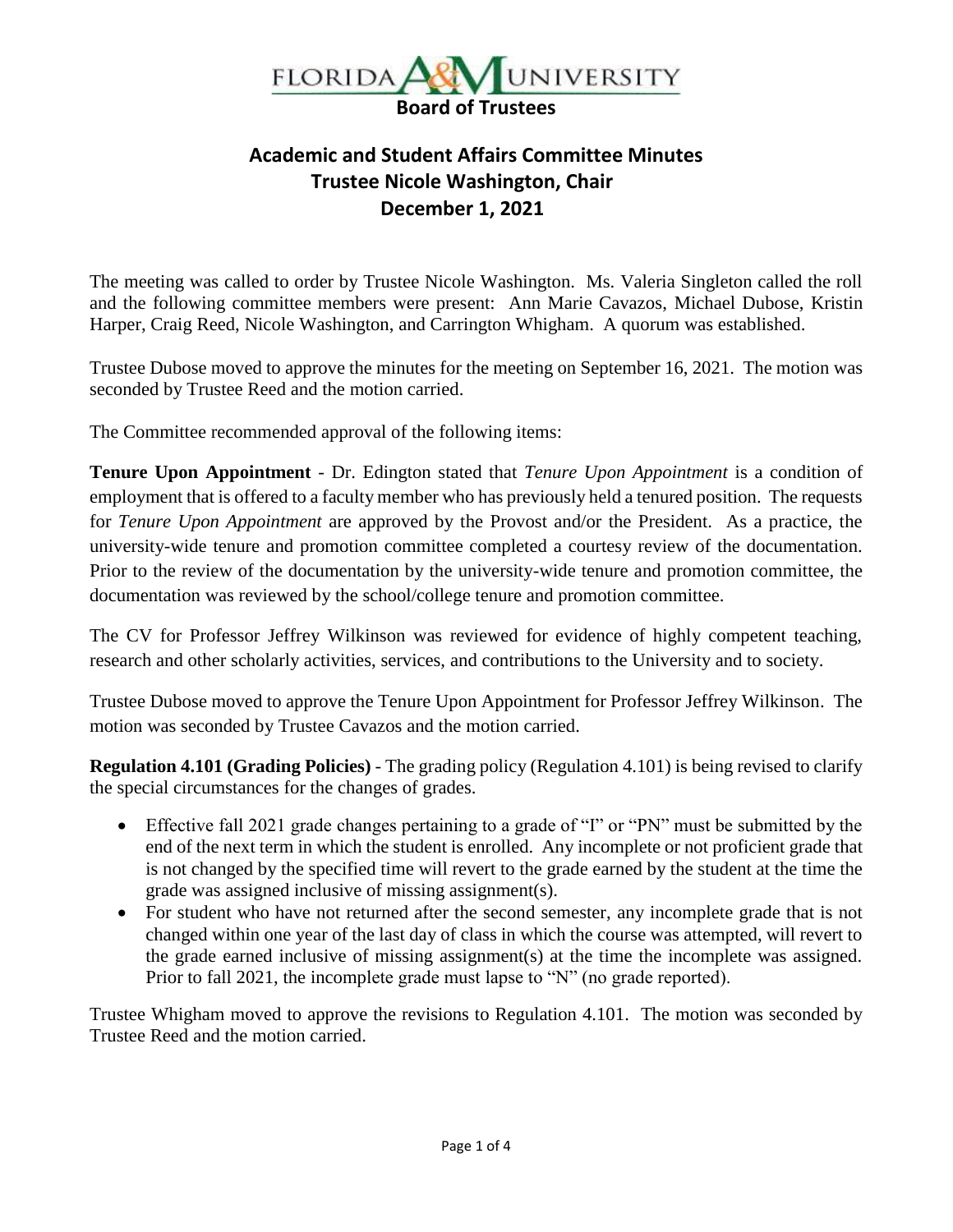# FLORIDA A&M UNIVERSITY

## Board of Trustees

## Academic and Student Affairs Committee Minutes
## Trustee Nicole Washington, Chair
## December 1, 2021

The meeting was called to order by Trustee Nicole Washington. Ms. Valeria Singleton called the roll and the following committee members were present: Ann Marie Cavazos, Michael Dubose, Kristin Harper, Craig Reed, Nicole Washington, and Carrington Whigham. A quorum was established.

Trustee Dubose moved to approve the minutes for the meeting on September 16, 2021. The motion was seconded by Trustee Reed and the motion carried.

The Committee recommended approval of the following items:

**Tenure Upon Appointment** - Dr. Edington stated that *Tenure Upon Appointment* is a condition of employment that is offered to a faculty member who has previously held a tenured position. The requests for *Tenure Upon Appointment* are approved by the Provost and/or the President. As a practice, the university-wide tenure and promotion committee completed a courtesy review of the documentation. Prior to the review of the documentation by the university-wide tenure and promotion committee, the documentation was reviewed by the school/college tenure and promotion committee.

The CV for Professor Jeffrey Wilkinson was reviewed for evidence of highly competent teaching, research and other scholarly activities, services, and contributions to the University and to society.

Trustee Dubose moved to approve the Tenure Upon Appointment for Professor Jeffrey Wilkinson. The motion was seconded by Trustee Cavazos and the motion carried.

**Regulation 4.101 (Grading Policies)** - The grading policy (Regulation 4.101) is being revised to clarify the special circumstances for the changes of grades.

- Effective fall 2021 grade changes pertaining to a grade of "I" or "PN" must be submitted by the end of the next term in which the student is enrolled. Any incomplete or not proficient grade that is not changed by the specified time will revert to the grade earned by the student at the time the grade was assigned inclusive of missing assignment(s).
- For student who have not returned after the second semester, any incomplete grade that is not changed within one year of the last day of class in which the course was attempted, will revert to the grade earned inclusive of missing assignment(s) at the time the incomplete was assigned. Prior to fall 2021, the incomplete grade must lapse to "N" (no grade reported).

Trustee Whigham moved to approve the revisions to Regulation 4.101. The motion was seconded by Trustee Reed and the motion carried.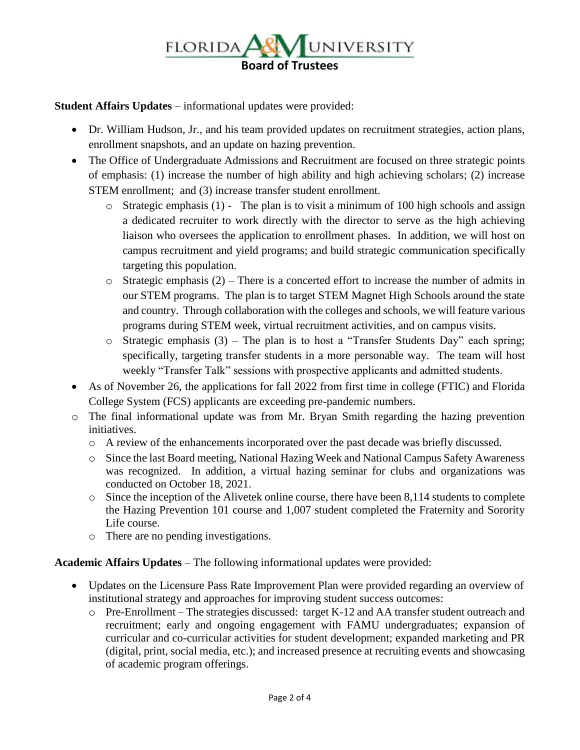**Student Affairs Updates** – informational updates were provided:

- Dr. William Hudson, Jr., and his team provided updates on recruitment strategies, action plans, enrollment snapshots, and an update on hazing prevention.
- The Office of Undergraduate Admissions and Recruitment are focused on three strategic points of emphasis: (1) increase the number of high ability and high achieving scholars; (2) increase STEM enrollment; and (3) increase transfer student enrollment.
    - Strategic emphasis (1) - The plan is to visit a minimum of 100 high schools and assign a dedicated recruiter to work directly with the director to serve as the high achieving liaison who oversees the application to enrollment phases. In addition, we will host on campus recruitment and yield programs; and build strategic communication specifically targeting this population.
    - Strategic emphasis (2) – There is a concerted effort to increase the number of admits in our STEM programs. The plan is to target STEM Magnet High Schools around the state and country. Through collaboration with the colleges and schools, we will feature various programs during STEM week, virtual recruitment activities, and on campus visits.
    - Strategic emphasis (3) – The plan is to host a "Transfer Students Day" each spring; specifically, targeting transfer students in a more personable way. The team will host weekly "Transfer Talk" sessions with prospective applicants and admitted students.
- As of November 26, the applications for fall 2022 from first time in college (FTIC) and Florida College System (FCS) applicants are exceeding pre-pandemic numbers.
- The final informational update was from Mr. Bryan Smith regarding the hazing prevention initiatives.
    - A review of the enhancements incorporated over the past decade was briefly discussed.
    - Since the last Board meeting, National Hazing Week and National Campus Safety Awareness was recognized. In addition, a virtual hazing seminar for clubs and organizations was conducted on October 18, 2021.
    - Since the inception of the Alivetek online course, there have been 8,114 students to complete the Hazing Prevention 101 course and 1,007 student completed the Fraternity and Sorority Life course.
    - There are no pending investigations.

**Academic Affairs Updates** – The following informational updates were provided:

- Updates on the Licensure Pass Rate Improvement Plan were provided regarding an overview of institutional strategy and approaches for improving student success outcomes:
    - Pre-Enrollment – The strategies discussed: target K-12 and AA transfer student outreach and recruitment; early and ongoing engagement with FAMU undergraduates; expansion of curricular and co-curricular activities for student development; expanded marketing and PR (digital, print, social media, etc.); and increased presence at recruiting events and showcasing of academic program offerings.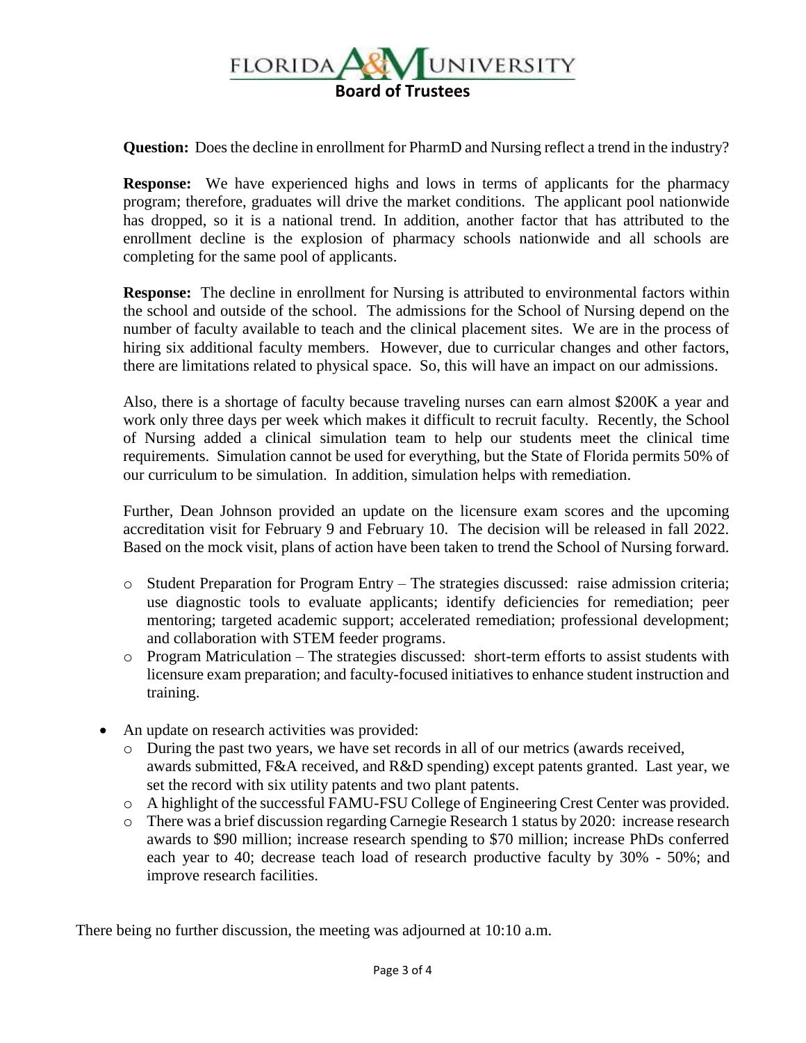**Question:** Does the decline in enrollment for PharmD and Nursing reflect a trend in the industry?

**Response:** We have experienced highs and lows in terms of applicants for the pharmacy program; therefore, graduates will drive the market conditions. The applicant pool nationwide has dropped, so it is a national trend. In addition, another factor that has attributed to the enrollment decline is the explosion of pharmacy schools nationwide and all schools are completing for the same pool of applicants.

**Response:** The decline in enrollment for Nursing is attributed to environmental factors within the school and outside of the school. The admissions for the School of Nursing depend on the number of faculty available to teach and the clinical placement sites. We are in the process of hiring six additional faculty members. However, due to curricular changes and other factors, there are limitations related to physical space. So, this will have an impact on our admissions.

Also, there is a shortage of faculty because traveling nurses can earn almost $200K a year and work only three days per week which makes it difficult to recruit faculty. Recently, the School of Nursing added a clinical simulation team to help our students meet the clinical time requirements. Simulation cannot be used for everything, but the State of Florida permits 50% of our curriculum to be simulation. In addition, simulation helps with remediation.

Further, Dean Johnson provided an update on the licensure exam scores and the upcoming accreditation visit for February 9 and February 10. The decision will be released in fall 2022. Based on the mock visit, plans of action have been taken to trend the School of Nursing forward.

- Student Preparation for Program Entry – The strategies discussed: raise admission criteria; use diagnostic tools to evaluate applicants; identify deficiencies for remediation; peer mentoring; targeted academic support; accelerated remediation; professional development; and collaboration with STEM feeder programs.
- Program Matriculation – The strategies discussed: short-term efforts to assist students with licensure exam preparation; and faculty-focused initiatives to enhance student instruction and training.

- An update on research activities was provided:
  - During the past two years, we have set records in all of our metrics (awards received, awards submitted, F&A received, and R&D spending) except patents granted. Last year, we set the record with six utility patents and two plant patents.
  - A highlight of the successful FAMU-FSU College of Engineering Crest Center was provided.
  - There was a brief discussion regarding Carnegie Research 1 status by 2020: increase research awards to $90 million; increase research spending to $70 million; increase PhDs conferred each year to 40; decrease teach load of research productive faculty by 30% - 50%; and improve research facilities.

There being no further discussion, the meeting was adjourned at 10:10 a.m.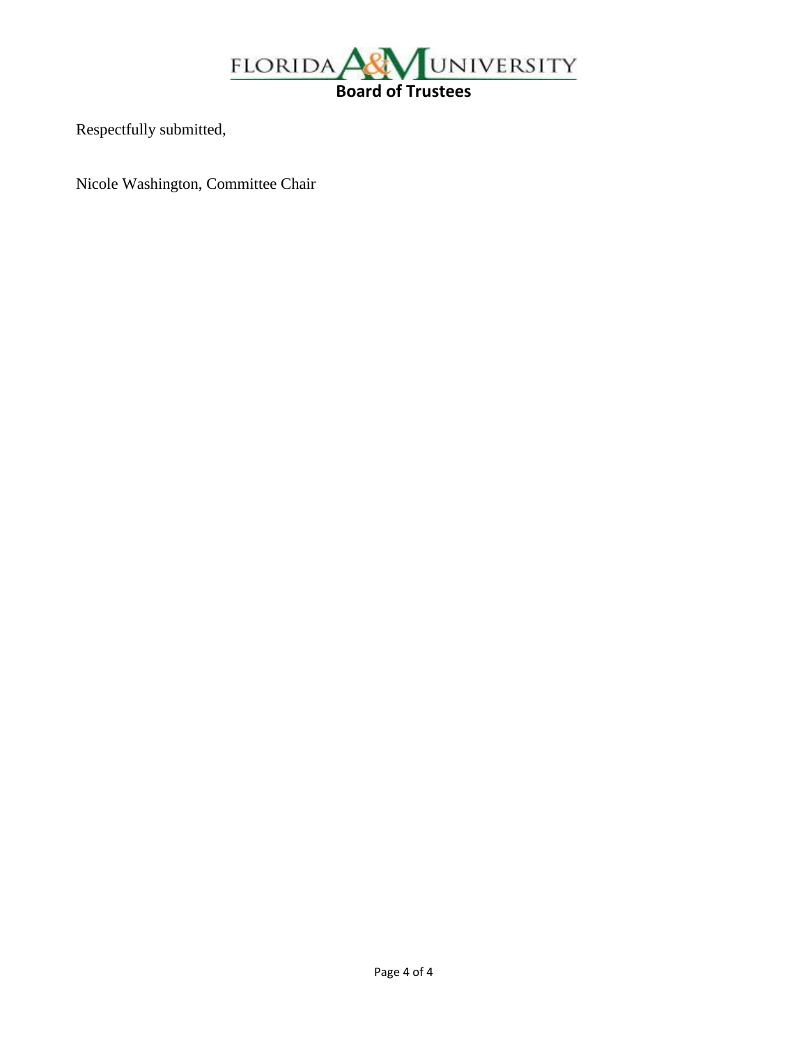Respectfully submitted,

Nicole Washington, Committee Chair